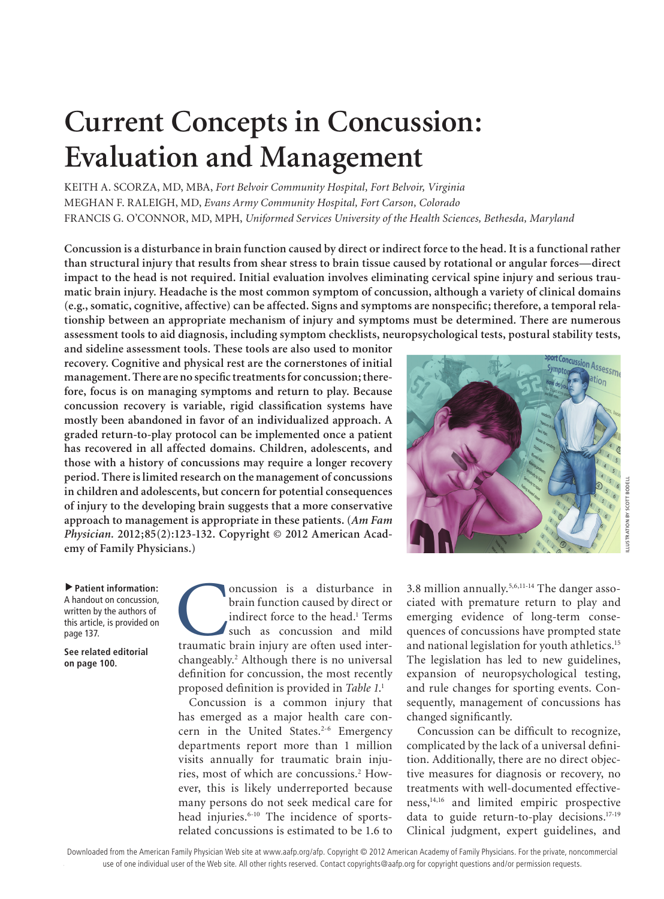# Current Concepts in Concussion: Evaluation and Management

KEITH A. SCORZA, MD, MBA, *Fort Belvoir Community Hospital, Fort Belvoir, Virginia*
MEGHAN F. RALEIGH, MD, *Evans Army Community Hospital, Fort Carson, Colorado*
FRANCIS G. O'CONNOR, MD, MPH, *Uniformed Services University of the Health Sciences, Bethesda, Maryland*

**Concussion is a disturbance in brain function caused by direct or indirect force to the head. It is a functional rather than structural injury that results from shear stress to brain tissue caused by rotational or angular forces—direct impact to the head is not required. Initial evaluation involves eliminating cervical spine injury and serious traumatic brain injury. Headache is the most common symptom of concussion, although a variety of clinical domains (e.g., somatic, cognitive, affective) can be affected. Signs and symptoms are nonspecific; therefore, a temporal relationship between an appropriate mechanism of injury and symptoms must be determined. There are numerous assessment tools to aid diagnosis, including symptom checklists, neuropsychological tests, postural stability tests, and sideline assessment tools. These tools are also used to monitor recovery. Cognitive and physical rest are the cornerstones of initial management. There are no specific treatments for concussion; therefore, focus is on managing symptoms and return to play. Because concussion recovery is variable, rigid classification systems have mostly been abandoned in favor of an individualized approach. A graded return-to-play protocol can be implemented once a patient has recovered in all affected domains. Children, adolescents, and those with a history of concussions may require a longer recovery period. There is limited research on the management of concussions in children and adolescents, but concern for potential consequences of injury to the developing brain suggests that a more conservative approach to management is appropriate in these patients. (*Am Fam Physician.* 2012;85(2):123-132. Copyright © 2012 American Academy of Family Physicians.)**

ILLUSTRATION BY SCOTT BODELL

▶ **Patient information:** A handout on concussion, written by the authors of this article, is provided on page 137.

**See related editorial on page 100.**

Concussion is a disturbance in brain function caused by direct or indirect force to the head.[1] Terms such as concussion and mild traumatic brain injury are often used interchangeably.[2] Although there is no universal definition for concussion, the most recently proposed definition is provided in *Table 1*.[1]

Concussion is a common injury that has emerged as a major health care concern in the United States.[2-6] Emergency departments report more than 1 million visits annually for traumatic brain injuries, most of which are concussions.[2] However, this is likely underreported because many persons do not seek medical care for head injuries.[6-10] The incidence of sports-related concussions is estimated to be 1.6 to 3.8 million annually.[5,6,11-14] The danger associated with premature return to play and emerging evidence of long-term consequences of concussions have prompted state and national legislation for youth athletics.[15] The legislation has led to new guidelines, expansion of neuropsychological testing, and rule changes for sporting events. Consequently, management of concussions has changed significantly.

Concussion can be difficult to recognize, complicated by the lack of a universal definition. Additionally, there are no direct objective measures for diagnosis or recovery, no treatments with well-documented effectiveness,[14,16] and limited empiric prospective data to guide return-to-play decisions.[17-19] Clinical judgment, expert guidelines, and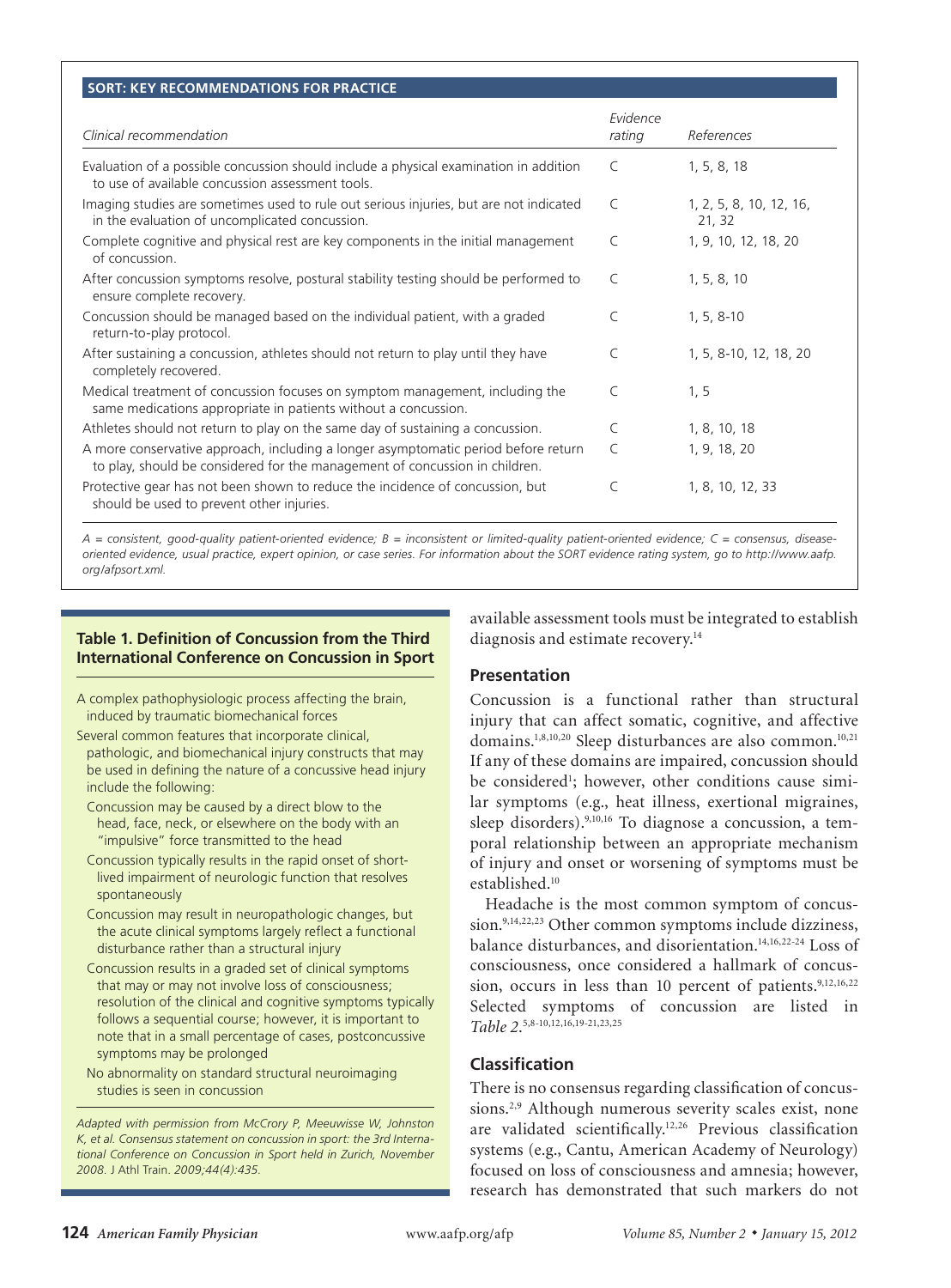**SORT: KEY RECOMMENDATIONS FOR PRACTICE**

| *Clinical recommendation* | *Evidence rating* | *References* |
|---|---|---|
| Evaluation of a possible concussion should include a physical examination in addition to use of available concussion assessment tools. | C | 1, 5, 8, 18 |
| Imaging studies are sometimes used to rule out serious injuries, but are not indicated in the evaluation of uncomplicated concussion. | C | 1, 2, 5, 8, 10, 12, 16, 21, 32 |
| Complete cognitive and physical rest are key components in the initial management of concussion. | C | 1, 9, 10, 12, 18, 20 |
| After concussion symptoms resolve, postural stability testing should be performed to ensure complete recovery. | C | 1, 5, 8, 10 |
| Concussion should be managed based on the individual patient, with a graded return-to-play protocol. | C | 1, 5, 8-10 |
| After sustaining a concussion, athletes should not return to play until they have completely recovered. | C | 1, 5, 8-10, 12, 18, 20 |
| Medical treatment of concussion focuses on symptom management, including the same medications appropriate in patients without a concussion. | C | 1, 5 |
| Athletes should not return to play on the same day of sustaining a concussion. | C | 1, 8, 10, 18 |
| A more conservative approach, including a longer asymptomatic period before return to play, should be considered for the management of concussion in children. | C | 1, 9, 18, 20 |
| Protective gear has not been shown to reduce the incidence of concussion, but should be used to prevent other injuries. | C | 1, 8, 10, 12, 33 |

*A = consistent, good-quality patient-oriented evidence; B = inconsistent or limited-quality patient-oriented evidence; C = consensus, disease-oriented evidence, usual practice, expert opinion, or case series. For information about the SORT evidence rating system, go to http://www.aafp.org/afpsort.xml.*

**Table 1. Definition of Concussion from the Third International Conference on Concussion in Sport**

A complex pathophysiologic process affecting the brain, induced by traumatic biomechanical forces

Several common features that incorporate clinical, pathologic, and biomechanical injury constructs that may be used in defining the nature of a concussive head injury include the following:

- Concussion may be caused by a direct blow to the head, face, neck, or elsewhere on the body with an "impulsive" force transmitted to the head
- Concussion typically results in the rapid onset of short-lived impairment of neurologic function that resolves spontaneously
- Concussion may result in neuropathologic changes, but the acute clinical symptoms largely reflect a functional disturbance rather than a structural injury
- Concussion results in a graded set of clinical symptoms that may or may not involve loss of consciousness; resolution of the clinical and cognitive symptoms typically follows a sequential course; however, it is important to note that in a small percentage of cases, postconcussive symptoms may be prolonged
- No abnormality on standard structural neuroimaging studies is seen in concussion

*Adapted with permission from McCrory P, Meeuwisse W, Johnston K, et al. Consensus statement on concussion in sport: the 3rd International Conference on Concussion in Sport held in Zurich, November 2008.* J Athl Train. *2009;44(4):435.*

available assessment tools must be integrated to establish diagnosis and estimate recovery.[14]

## Presentation

Concussion is a functional rather than structural injury that can affect somatic, cognitive, and affective domains.[1,8,10,20] Sleep disturbances are also common.[10,21] If any of these domains are impaired, concussion should be considered[1]; however, other conditions cause similar symptoms (e.g., heat illness, exertional migraines, sleep disorders).[9,10,16] To diagnose a concussion, a temporal relationship between an appropriate mechanism of injury and onset or worsening of symptoms must be established.[10]

Headache is the most common symptom of concussion.[9,14,22,23] Other common symptoms include dizziness, balance disturbances, and disorientation.[14,16,22-24] Loss of consciousness, once considered a hallmark of concussion, occurs in less than 10 percent of patients.[9,12,16,22] Selected symptoms of concussion are listed in *Table 2*.[5,8-10,12,16,19-21,23,25]

## Classification

There is no consensus regarding classification of concussions.[2,9] Although numerous severity scales exist, none are validated scientifically.[12,26] Previous classification systems (e.g., Cantu, American Academy of Neurology) focused on loss of consciousness and amnesia; however, research has demonstrated that such markers do not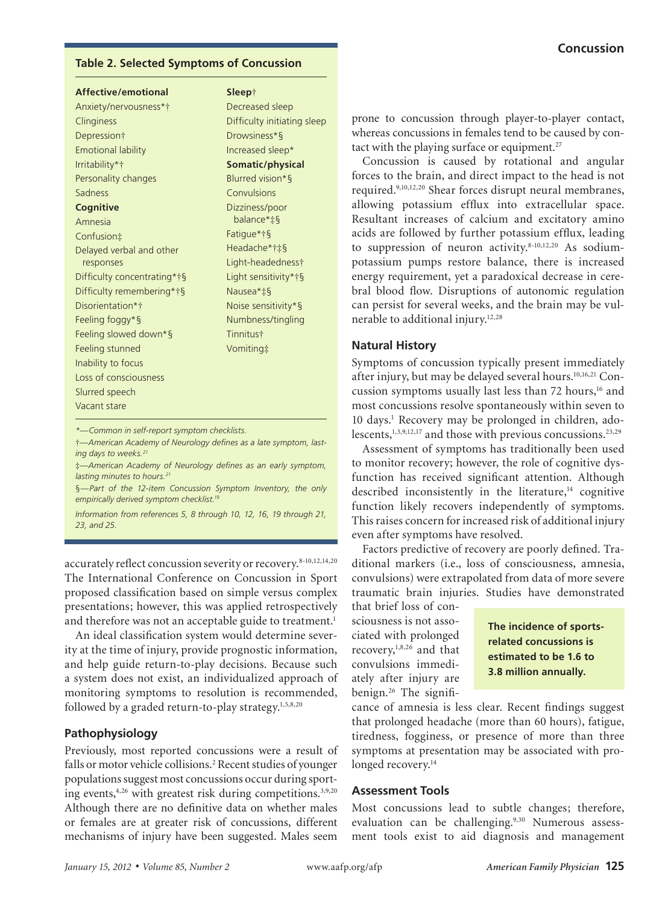**Table 2. Selected Symptoms of Concussion**

| Affective/emotional | Sleep† |
|---|---|
| Anxiety/nervousness*† | Decreased sleep |
| Clinginess | Difficulty initiating sleep |
| Depression† | Drowsiness*§ |
| Emotional lability | Increased sleep* |
| Irritability*† | **Somatic/physical** |
| Personality changes | Blurred vision*§ |
| Sadness | Convulsions |
| **Cognitive** | Dizziness/poor balance*‡§ |
| Amnesia | Fatigue*†§ |
| Confusion‡ | Headache*†‡§ |
| Delayed verbal and other responses | Light-headedness† |
| Difficulty concentrating*†§ | Light sensitivity*†§ |
| Difficulty remembering*†§ | Nausea*‡§ |
| Disorientation*† | Noise sensitivity*§ |
| Feeling foggy*§ | Numbness/tingling |
| Feeling slowed down*§ | Tinnitus† |
| Feeling stunned | Vomiting‡ |
| Inability to focus | |
| Loss of consciousness | |
| Slurred speech | |
| Vacant stare | |

*\*—Common in self-report symptom checklists.*

*†—American Academy of Neurology defines as a late symptom, lasting days to weeks.[21]*

*‡—American Academy of Neurology defines as an early symptom, lasting minutes to hours.[21]*

*§—Part of the 12-item Concussion Symptom Inventory, the only empirically derived symptom checklist.[19]*

*Information from references 5, 8 through 10, 12, 16, 19 through 21, 23, and 25.*

accurately reflect concussion severity or recovery.[8-10,12,14,20] The International Conference on Concussion in Sport proposed classification based on simple versus complex presentations; however, this was applied retrospectively and therefore was not an acceptable guide to treatment.[1]

An ideal classification system would determine severity at the time of injury, provide prognostic information, and help guide return-to-play decisions. Because such a system does not exist, an individualized approach of monitoring symptoms to resolution is recommended, followed by a graded return-to-play strategy.[1,5,8,20]

## Pathophysiology

Previously, most reported concussions were a result of falls or motor vehicle collisions.[2] Recent studies of younger populations suggest most concussions occur during sporting events,[4,26] with greatest risk during competitions.[3,9,20] Although there are no definitive data on whether males or females are at greater risk of concussions, different mechanisms of injury have been suggested. Males seem prone to concussion through player-to-player contact, whereas concussions in females tend to be caused by contact with the playing surface or equipment.[27]

Concussion is caused by rotational and angular forces to the brain, and direct impact to the head is not required.[9,10,12,20] Shear forces disrupt neural membranes, allowing potassium efflux into extracellular space. Resultant increases of calcium and excitatory amino acids are followed by further potassium efflux, leading to suppression of neuron activity.[8-10,12,20] As sodium-potassium pumps restore balance, there is increased energy requirement, yet a paradoxical decrease in cerebral blood flow. Disruptions of autonomic regulation can persist for several weeks, and the brain may be vulnerable to additional injury.[12,28]

## Natural History

Symptoms of concussion typically present immediately after injury, but may be delayed several hours.[10,16,21] Concussion symptoms usually last less than 72 hours,[16] and most concussions resolve spontaneously within seven to 10 days.[1] Recovery may be prolonged in children, adolescents,[1,3,9,12,17] and those with previous concussions.[23,29]

Assessment of symptoms has traditionally been used to monitor recovery; however, the role of cognitive dysfunction has received significant attention. Although described inconsistently in the literature,[14] cognitive function likely recovers independently of symptoms. This raises concern for increased risk of additional injury even after symptoms have resolved.

Factors predictive of recovery are poorly defined. Traditional markers (i.e., loss of consciousness, amnesia, convulsions) were extrapolated from data of more severe traumatic brain injuries. Studies have demonstrated that brief loss of consciousness is not associated with prolonged recovery,[1,8,26] and that convulsions immediately after injury are benign.[26] The significance of amnesia is less clear. Recent findings suggest that prolonged headache (more than 60 hours), fatigue, tiredness, fogginess, or presence of more than three symptoms at presentation may be associated with prolonged recovery.[14]

**The incidence of sports-related concussions is estimated to be 1.6 to 3.8 million annually.**

## Assessment Tools

Most concussions lead to subtle changes; therefore, evaluation can be challenging.[9,30] Numerous assessment tools exist to aid diagnosis and management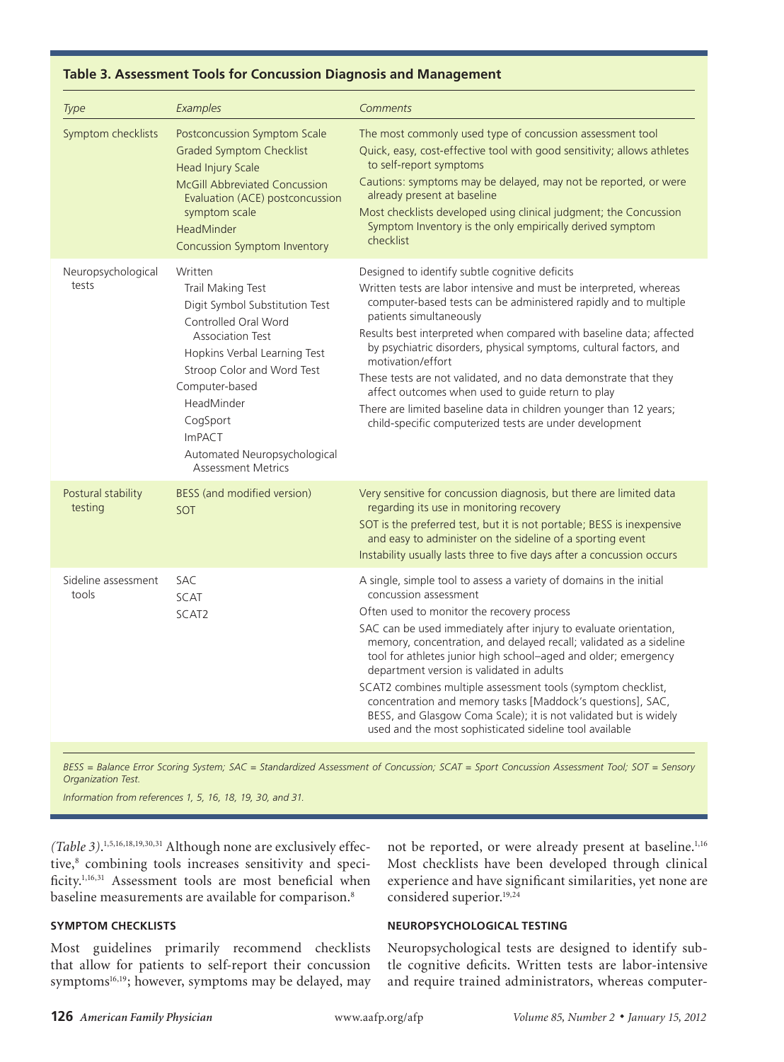**Table 3. Assessment Tools for Concussion Diagnosis and Management**

| *Type* | *Examples* | *Comments* |
|---|---|---|
| Symptom checklists | Postconcussion Symptom Scale<br>Graded Symptom Checklist<br>Head Injury Scale<br>McGill Abbreviated Concussion Evaluation (ACE) postconcussion symptom scale<br>HeadMinder<br>Concussion Symptom Inventory | The most commonly used type of concussion assessment tool<br>Quick, easy, cost-effective tool with good sensitivity; allows athletes to self-report symptoms<br>Cautions: symptoms may be delayed, may not be reported, or were already present at baseline<br>Most checklists developed using clinical judgment; the Concussion Symptom Inventory is the only empirically derived symptom checklist |
| Neuropsychological tests | Written<br>Trail Making Test<br>Digit Symbol Substitution Test<br>Controlled Oral Word Association Test<br>Hopkins Verbal Learning Test<br>Stroop Color and Word Test<br>Computer-based<br>HeadMinder<br>CogSport<br>ImPACT<br>Automated Neuropsychological Assessment Metrics | Designed to identify subtle cognitive deficits<br>Written tests are labor intensive and must be interpreted, whereas computer-based tests can be administered rapidly and to multiple patients simultaneously<br>Results best interpreted when compared with baseline data; affected by psychiatric disorders, physical symptoms, cultural factors, and motivation/effort<br>These tests are not validated, and no data demonstrate that they affect outcomes when used to guide return to play<br>There are limited baseline data in children younger than 12 years; child-specific computerized tests are under development |
| Postural stability testing | BESS (and modified version)<br>SOT | Very sensitive for concussion diagnosis, but there are limited data regarding its use in monitoring recovery<br>SOT is the preferred test, but it is not portable; BESS is inexpensive and easy to administer on the sideline of a sporting event<br>Instability usually lasts three to five days after a concussion occurs |
| Sideline assessment tools | SAC<br>SCAT<br>SCAT2 | A single, simple tool to assess a variety of domains in the initial concussion assessment<br>Often used to monitor the recovery process<br>SAC can be used immediately after injury to evaluate orientation, memory, concentration, and delayed recall; validated as a sideline tool for athletes junior high school–aged and older; emergency department version is validated in adults<br>SCAT2 combines multiple assessment tools (symptom checklist, concentration and memory tasks [Maddock's questions], SAC, BESS, and Glasgow Coma Scale); it is not validated but is widely used and the most sophisticated sideline tool available |

*BESS = Balance Error Scoring System; SAC = Standardized Assessment of Concussion; SCAT = Sport Concussion Assessment Tool; SOT = Sensory Organization Test.*

*Information from references 1, 5, 16, 18, 19, 30, and 31.*

*(Table 3)*.[1,5,16,18,19,30,31] Although none are exclusively effective,[8] combining tools increases sensitivity and specificity.[1,16,31] Assessment tools are most beneficial when baseline measurements are available for comparison.[8]

### SYMPTOM CHECKLISTS

Most guidelines primarily recommend checklists that allow for patients to self-report their concussion symptoms[16,19]; however, symptoms may be delayed, may not be reported, or were already present at baseline.[1,16] Most checklists have been developed through clinical experience and have significant similarities, yet none are considered superior.[19,24]

### NEUROPSYCHOLOGICAL TESTING

Neuropsychological tests are designed to identify subtle cognitive deficits. Written tests are labor-intensive and require trained administrators, whereas computer-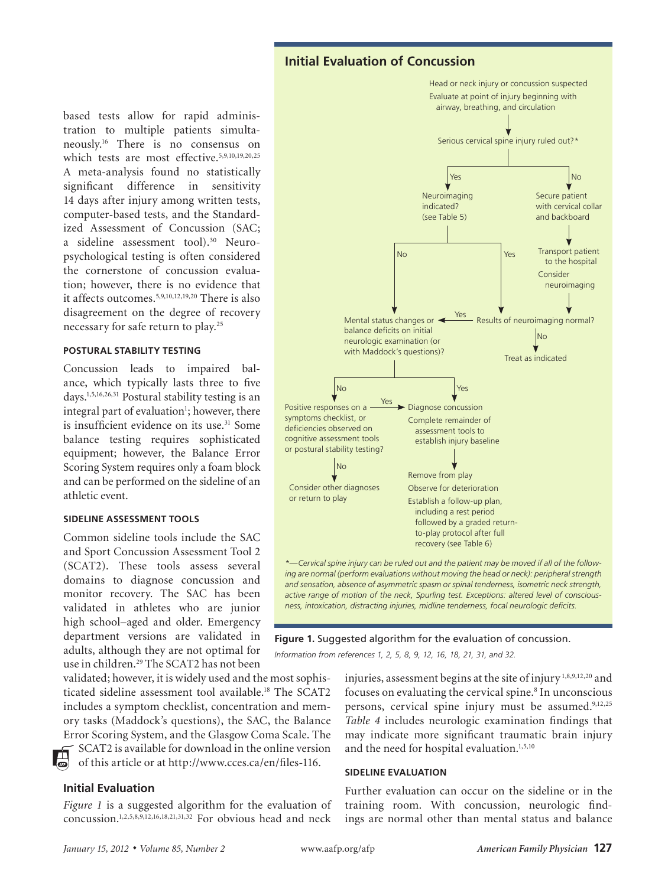based tests allow for rapid administration to multiple patients simultaneously.[16] There is no consensus on which tests are most effective.[5,9,10,19,20,25] A meta-analysis found no statistically significant difference in sensitivity 14 days after injury among written tests, computer-based tests, and the Standardized Assessment of Concussion (SAC; a sideline assessment tool).[30] Neuropsychological testing is often considered the cornerstone of concussion evaluation; however, there is no evidence that it affects outcomes.[5,9,10,12,19,20] There is also disagreement on the degree of recovery necessary for safe return to play.[25]

#### POSTURAL STABILITY TESTING

Concussion leads to impaired balance, which typically lasts three to five days.[1,5,16,26,31] Postural stability testing is an integral part of evaluation[1]; however, there is insufficient evidence on its use.[31] Some balance testing requires sophisticated equipment; however, the Balance Error Scoring System requires only a foam block and can be performed on the sideline of an athletic event.

#### SIDELINE ASSESSMENT TOOLS

Common sideline tools include the SAC and Sport Concussion Assessment Tool 2 (SCAT2). These tools assess several domains to diagnose concussion and monitor recovery. The SAC has been validated in athletes who are junior high school–aged and older. Emergency department versions are validated in adults, although they are not optimal for use in children.[29] The SCAT2 has not been validated; however, it is widely used and the most sophisticated sideline assessment tool available.[18] The SCAT2 includes a symptom checklist, concentration and memory tasks (Maddock's questions), the SAC, the Balance Error Scoring System, and the Glasgow Coma Scale. The SCAT2 is available for download in the online version of this article or at http://www.cces.ca/en/files-116.

### Initial Evaluation of Concussion

Head or neck injury or concussion suspected
Evaluate at point of injury beginning with airway, breathing, and circulation

↓

Serious cervical spine injury ruled out?*

- **Yes** → Neuroimaging indicated? (see Table 5)
  - **No** → Mental status changes or balance deficits on initial neurologic examination (or with Maddock's questions)?
  - **Yes** → Results of neuroimaging normal?
- **No** → Secure patient with cervical collar and backboard → Transport patient to the hospital; Consider neuroimaging → Results of neuroimaging normal?

Results of neuroimaging normal?
- **Yes** → Mental status changes or balance deficits on initial neurologic examination (or with Maddock's questions)?
- **No** → Treat as indicated

Mental status changes or balance deficits on initial neurologic examination (or with Maddock's questions)?
- **No** → Positive responses on a symptoms checklist, or deficiencies observed on cognitive assessment tools or postural stability testing?
  - **Yes** → Diagnose concussion
  - **No** → Consider other diagnoses or return to play
- **Yes** → Diagnose concussion; Complete remainder of assessment tools to establish injury baseline → Remove from play; Observe for deterioration; Establish a follow-up plan, including a rest period followed by a graded return-to-play protocol after full recovery (see Table 6)

*—Cervical spine injury can be ruled out and the patient may be moved if all of the following are normal (perform evaluations without moving the head or neck): peripheral strength and sensation, absence of asymmetric spasm or spinal tenderness, isometric neck strength, active range of motion of the neck, Spurling test. Exceptions: altered level of consciousness, intoxication, distracting injuries, midline tenderness, focal neurologic deficits.*

**Figure 1.** Suggested algorithm for the evaluation of concussion.

*Information from references 1, 2, 5, 8, 9, 12, 16, 18, 21, 31, and 32.*

## Initial Evaluation

*Figure 1* is a suggested algorithm for the evaluation of concussion.[1,2,5,8,9,12,16,18,21,31,32] For obvious head and neck injuries, assessment begins at the site of injury[1,8,9,12,20] and focuses on evaluating the cervical spine.[8] In unconscious persons, cervical spine injury must be assumed.[9,12,25] *Table 4* includes neurologic examination findings that may indicate more significant traumatic brain injury and the need for hospital evaluation.[1,5,10]

#### SIDELINE EVALUATION

Further evaluation can occur on the sideline or in the training room. With concussion, neurologic findings are normal other than mental status and balance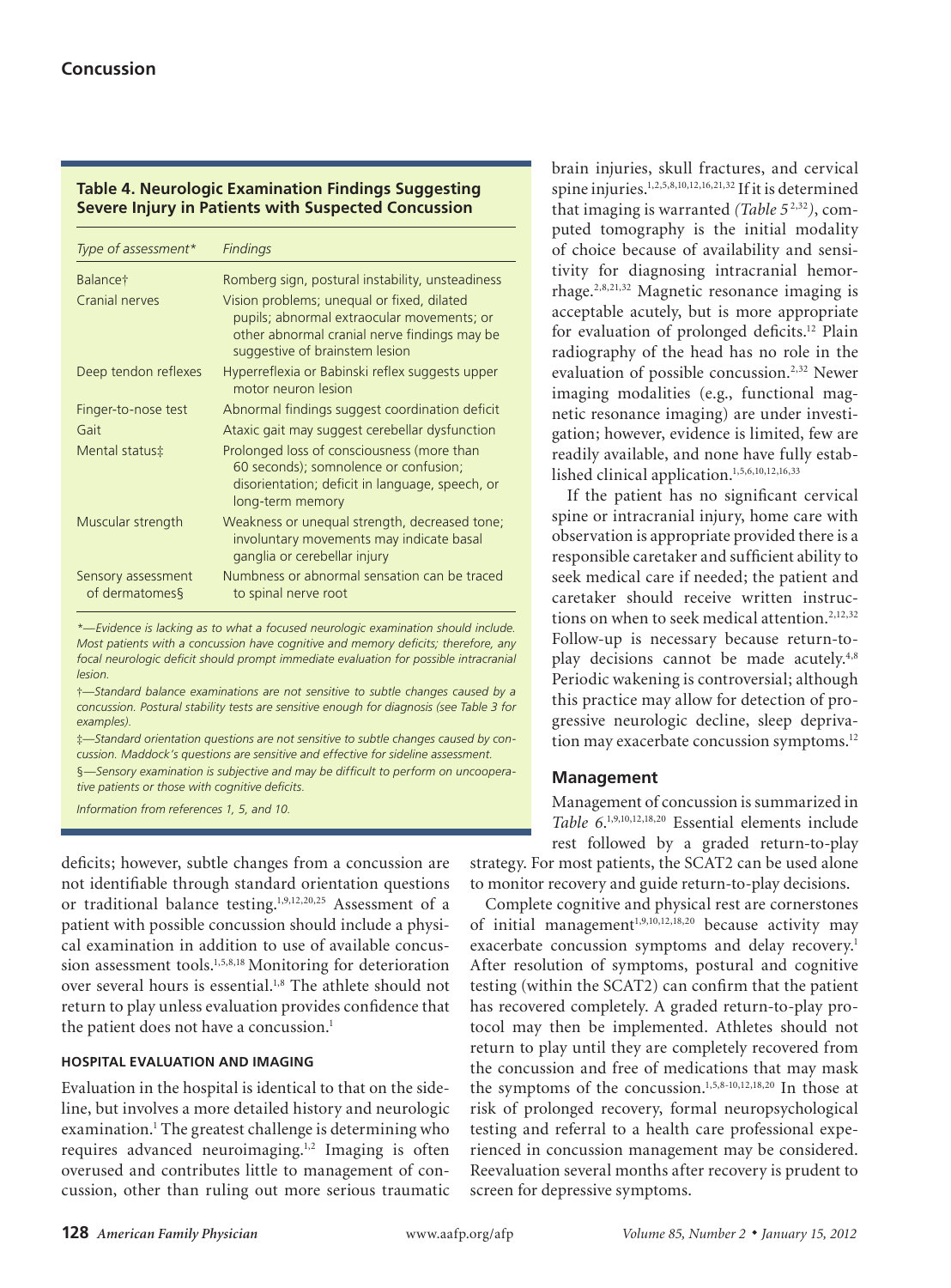**Table 4. Neurologic Examination Findings Suggesting Severe Injury in Patients with Suspected Concussion**

| *Type of assessment** | *Findings* |
|---|---|
| Balance† | Romberg sign, postural instability, unsteadiness |
| Cranial nerves | Vision problems; unequal or fixed, dilated pupils; abnormal extraocular movements; or other abnormal cranial nerve findings may be suggestive of brainstem lesion |
| Deep tendon reflexes | Hyperreflexia or Babinski reflex suggests upper motor neuron lesion |
| Finger-to-nose test | Abnormal findings suggest coordination deficit |
| Gait | Ataxic gait may suggest cerebellar dysfunction |
| Mental status‡ | Prolonged loss of consciousness (more than 60 seconds); somnolence or confusion; disorientation; deficit in language, speech, or long-term memory |
| Muscular strength | Weakness or unequal strength, decreased tone; involuntary movements may indicate basal ganglia or cerebellar injury |
| Sensory assessment of dermatomes§ | Numbness or abnormal sensation can be traced to spinal nerve root |

*\*—Evidence is lacking as to what a focused neurologic examination should include. Most patients with a concussion have cognitive and memory deficits; therefore, any focal neurologic deficit should prompt immediate evaluation for possible intracranial lesion.*

*†—Standard balance examinations are not sensitive to subtle changes caused by a concussion. Postural stability tests are sensitive enough for diagnosis (see Table 3 for examples).*

*‡—Standard orientation questions are not sensitive to subtle changes caused by concussion. Maddock's questions are sensitive and effective for sideline assessment.*

*§—Sensory examination is subjective and may be difficult to perform on uncooperative patients or those with cognitive deficits.*

*Information from references 1, 5, and 10.*

deficits; however, subtle changes from a concussion are not identifiable through standard orientation questions or traditional balance testing.[1,9,12,20,25] Assessment of a patient with possible concussion should include a physical examination in addition to use of available concussion assessment tools.[1,5,8,18] Monitoring for deterioration over several hours is essential.[1,8] The athlete should not return to play unless evaluation provides confidence that the patient does not have a concussion.[1]

### HOSPITAL EVALUATION AND IMAGING

Evaluation in the hospital is identical to that on the sideline, but involves a more detailed history and neurologic examination.[1] The greatest challenge is determining who requires advanced neuroimaging.[1,2] Imaging is often overused and contributes little to management of concussion, other than ruling out more serious traumatic brain injuries, skull fractures, and cervical spine injuries.[1,2,5,8,10,12,16,21,32] If it is determined that imaging is warranted *(Table 5*[2,32]*)*, computed tomography is the initial modality of choice because of availability and sensitivity for diagnosing intracranial hemorrhage.[2,8,21,32] Magnetic resonance imaging is acceptable acutely, but is more appropriate for evaluation of prolonged deficits.[12] Plain radiography of the head has no role in the evaluation of possible concussion.[2,32] Newer imaging modalities (e.g., functional magnetic resonance imaging) are under investigation; however, evidence is limited, few are readily available, and none have fully established clinical application.[1,5,6,10,12,16,33]

If the patient has no significant cervical spine or intracranial injury, home care with observation is appropriate provided there is a responsible caretaker and sufficient ability to seek medical care if needed; the patient and caretaker should receive written instructions on when to seek medical attention.[2,12,32] Follow-up is necessary because return-to-play decisions cannot be made acutely.[4,8] Periodic wakening is controversial; although this practice may allow for detection of progressive neurologic decline, sleep deprivation may exacerbate concussion symptoms.[12]

## Management

Management of concussion is summarized in *Table 6*.[1,9,10,12,18,20] Essential elements include rest followed by a graded return-to-play strategy. For most patients, the SCAT2 can be used alone to monitor recovery and guide return-to-play decisions.

Complete cognitive and physical rest are cornerstones of initial management[1,9,10,12,18,20] because activity may exacerbate concussion symptoms and delay recovery.[1] After resolution of symptoms, postural and cognitive testing (within the SCAT2) can confirm that the patient has recovered completely. A graded return-to-play protocol may then be implemented. Athletes should not return to play until they are completely recovered from the concussion and free of medications that may mask the symptoms of the concussion.[1,5,8-10,12,18,20] In those at risk of prolonged recovery, formal neuropsychological testing and referral to a health care professional experienced in concussion management may be considered. Reevaluation several months after recovery is prudent to screen for depressive symptoms.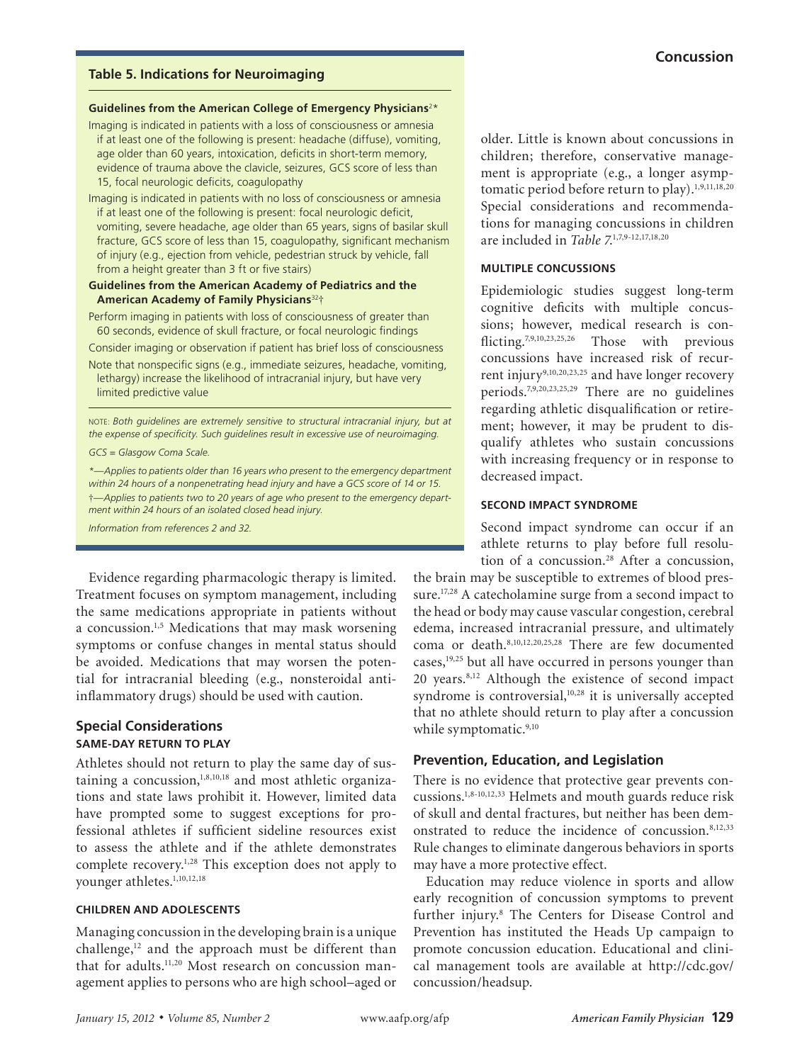**Table 5. Indications for Neuroimaging**

**Guidelines from the American College of Emergency Physicians**[2]*

Imaging is indicated in patients with a loss of consciousness or amnesia if at least one of the following is present: headache (diffuse), vomiting, age older than 60 years, intoxication, deficits in short-term memory, evidence of trauma above the clavicle, seizures, GCS score of less than 15, focal neurologic deficits, coagulopathy

Imaging is indicated in patients with no loss of consciousness or amnesia if at least one of the following is present: focal neurologic deficit, vomiting, severe headache, age older than 65 years, signs of basilar skull fracture, GCS score of less than 15, coagulopathy, significant mechanism of injury (e.g., ejection from vehicle, pedestrian struck by vehicle, fall from a height greater than 3 ft or five stairs)

**Guidelines from the American Academy of Pediatrics and the American Academy of Family Physicians**[32]†

Perform imaging in patients with loss of consciousness of greater than 60 seconds, evidence of skull fracture, or focal neurologic findings

Consider imaging or observation if patient has brief loss of consciousness

Note that nonspecific signs (e.g., immediate seizures, headache, vomiting, lethargy) increase the likelihood of intracranial injury, but have very limited predictive value

NOTE: *Both guidelines are extremely sensitive to structural intracranial injury, but at the expense of specificity. Such guidelines result in excessive use of neuroimaging.*

*GCS = Glasgow Coma Scale.*

*—*Applies to patients older than 16 years who present to the emergency department within 24 hours of a nonpenetrating head injury and have a GCS score of 14 or 15.*

†—*Applies to patients two to 20 years of age who present to the emergency department within 24 hours of an isolated closed head injury.*

*Information from references 2 and 32.*

Evidence regarding pharmacologic therapy is limited. Treatment focuses on symptom management, including the same medications appropriate in patients without a concussion.[1,5] Medications that may mask worsening symptoms or confuse changes in mental status should be avoided. Medications that may worsen the potential for intracranial bleeding (e.g., nonsteroidal anti-inflammatory drugs) should be used with caution.

## Special Considerations

### SAME-DAY RETURN TO PLAY

Athletes should not return to play the same day of sustaining a concussion,[1,8,10,18] and most athletic organizations and state laws prohibit it. However, limited data have prompted some to suggest exceptions for professional athletes if sufficient sideline resources exist to assess the athlete and if the athlete demonstrates complete recovery.[1,28] This exception does not apply to younger athletes.[1,10,12,18]

### CHILDREN AND ADOLESCENTS

Managing concussion in the developing brain is a unique challenge,[12] and the approach must be different than that for adults.[11,20] Most research on concussion management applies to persons who are high school–aged or older. Little is known about concussions in children; therefore, conservative management is appropriate (e.g., a longer asymptomatic period before return to play).[1,9,11,18,20] Special considerations and recommendations for managing concussions in children are included in *Table 7*.[1,7,9-12,17,18,20]

### MULTIPLE CONCUSSIONS

Epidemiologic studies suggest long-term cognitive deficits with multiple concussions; however, medical research is conflicting.[7,9,10,23,25,26] Those with previous concussions have increased risk of recurrent injury[9,10,20,23,25] and have longer recovery periods.[7,9,20,23,25,29] There are no guidelines regarding athletic disqualification or retirement; however, it may be prudent to disqualify athletes who sustain concussions with increasing frequency or in response to decreased impact.

### SECOND IMPACT SYNDROME

Second impact syndrome can occur if an athlete returns to play before full resolution of a concussion.[28] After a concussion, the brain may be susceptible to extremes of blood pressure.[17,28] A catecholamine surge from a second impact to the head or body may cause vascular congestion, cerebral edema, increased intracranial pressure, and ultimately coma or death.[8,10,12,20,25,28] There are few documented cases,[19,25] but all have occurred in persons younger than 20 years.[8,12] Although the existence of second impact syndrome is controversial,[10,28] it is universally accepted that no athlete should return to play after a concussion while symptomatic.[9,10]

## Prevention, Education, and Legislation

There is no evidence that protective gear prevents concussions.[1,8-10,12,33] Helmets and mouth guards reduce risk of skull and dental fractures, but neither has been demonstrated to reduce the incidence of concussion.[8,12,33] Rule changes to eliminate dangerous behaviors in sports may have a more protective effect.

Education may reduce violence in sports and allow early recognition of concussion symptoms to prevent further injury.[8] The Centers for Disease Control and Prevention has instituted the Heads Up campaign to promote concussion education. Educational and clinical management tools are available at http://cdc.gov/concussion/headsup.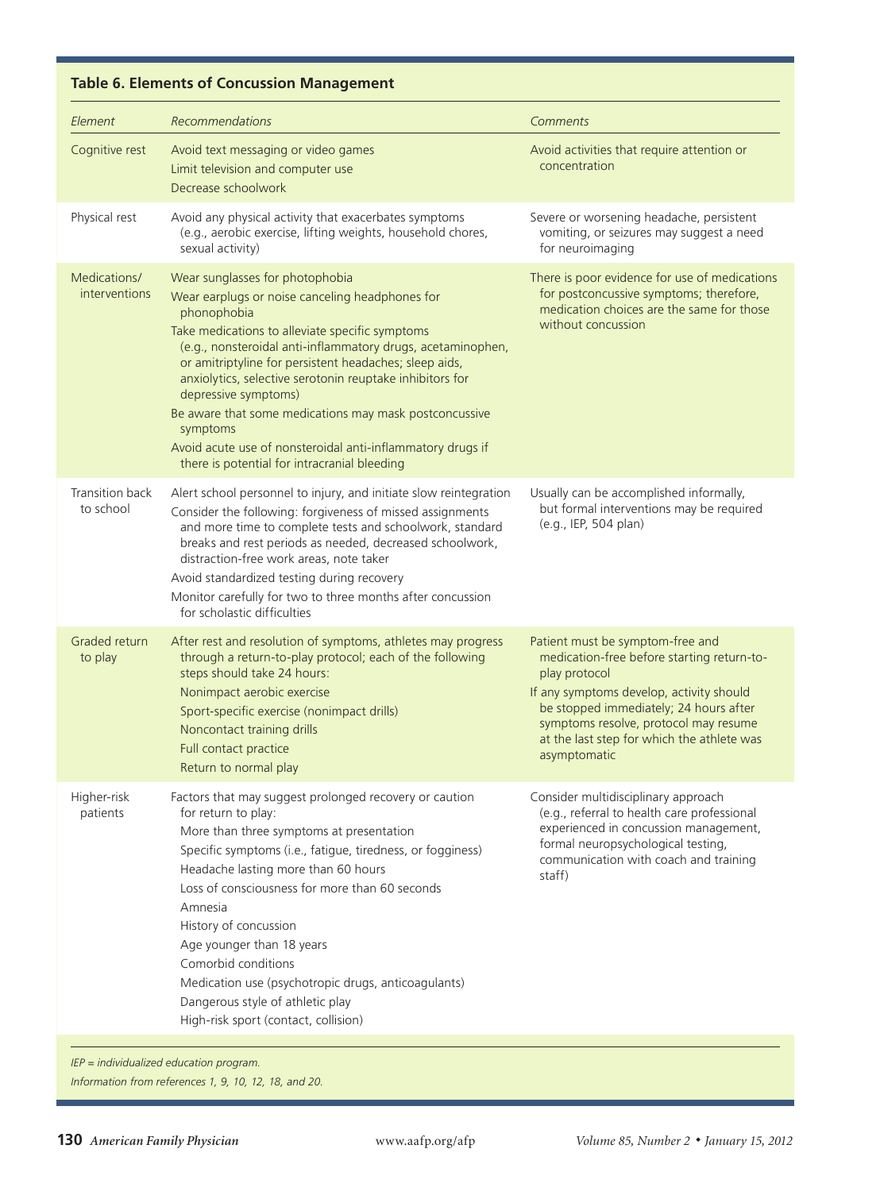**Table 6. Elements of Concussion Management**

| Element | Recommendations | Comments |
|---|---|---|
| Cognitive rest | Avoid text messaging or video games<br>Limit television and computer use<br>Decrease schoolwork | Avoid activities that require attention or concentration |
| Physical rest | Avoid any physical activity that exacerbates symptoms (e.g., aerobic exercise, lifting weights, household chores, sexual activity) | Severe or worsening headache, persistent vomiting, or seizures may suggest a need for neuroimaging |
| Medications/ interventions | Wear sunglasses for photophobia<br>Wear earplugs or noise canceling headphones for phonophobia<br>Take medications to alleviate specific symptoms (e.g., nonsteroidal anti-inflammatory drugs, acetaminophen, or amitriptyline for persistent headaches; sleep aids, anxiolytics, selective serotonin reuptake inhibitors for depressive symptoms)<br>Be aware that some medications may mask postconcussive symptoms<br>Avoid acute use of nonsteroidal anti-inflammatory drugs if there is potential for intracranial bleeding | There is poor evidence for use of medications for postconcussive symptoms; therefore, medication choices are the same for those without concussion |
| Transition back to school | Alert school personnel to injury, and initiate slow reintegration<br>Consider the following: forgiveness of missed assignments and more time to complete tests and schoolwork, standard breaks and rest periods as needed, decreased schoolwork, distraction-free work areas, note taker<br>Avoid standardized testing during recovery<br>Monitor carefully for two to three months after concussion for scholastic difficulties | Usually can be accomplished informally, but formal interventions may be required (e.g., IEP, 504 plan) |
| Graded return to play | After rest and resolution of symptoms, athletes may progress through a return-to-play protocol; each of the following steps should take 24 hours:<br>Nonimpact aerobic exercise<br>Sport-specific exercise (nonimpact drills)<br>Noncontact training drills<br>Full contact practice<br>Return to normal play | Patient must be symptom-free and medication-free before starting return-to-play protocol<br>If any symptoms develop, activity should be stopped immediately; 24 hours after symptoms resolve, protocol may resume at the last step for which the athlete was asymptomatic |
| Higher-risk patients | Factors that may suggest prolonged recovery or caution for return to play:<br>More than three symptoms at presentation<br>Specific symptoms (i.e., fatigue, tiredness, or fogginess)<br>Headache lasting more than 60 hours<br>Loss of consciousness for more than 60 seconds<br>Amnesia<br>History of concussion<br>Age younger than 18 years<br>Comorbid conditions<br>Medication use (psychotropic drugs, anticoagulants)<br>Dangerous style of athletic play<br>High-risk sport (contact, collision) | Consider multidisciplinary approach (e.g., referral to health care professional experienced in concussion management, formal neuropsychological testing, communication with coach and training staff) |

*IEP = individualized education program.*

*Information from references 1, 9, 10, 12, 18, and 20.*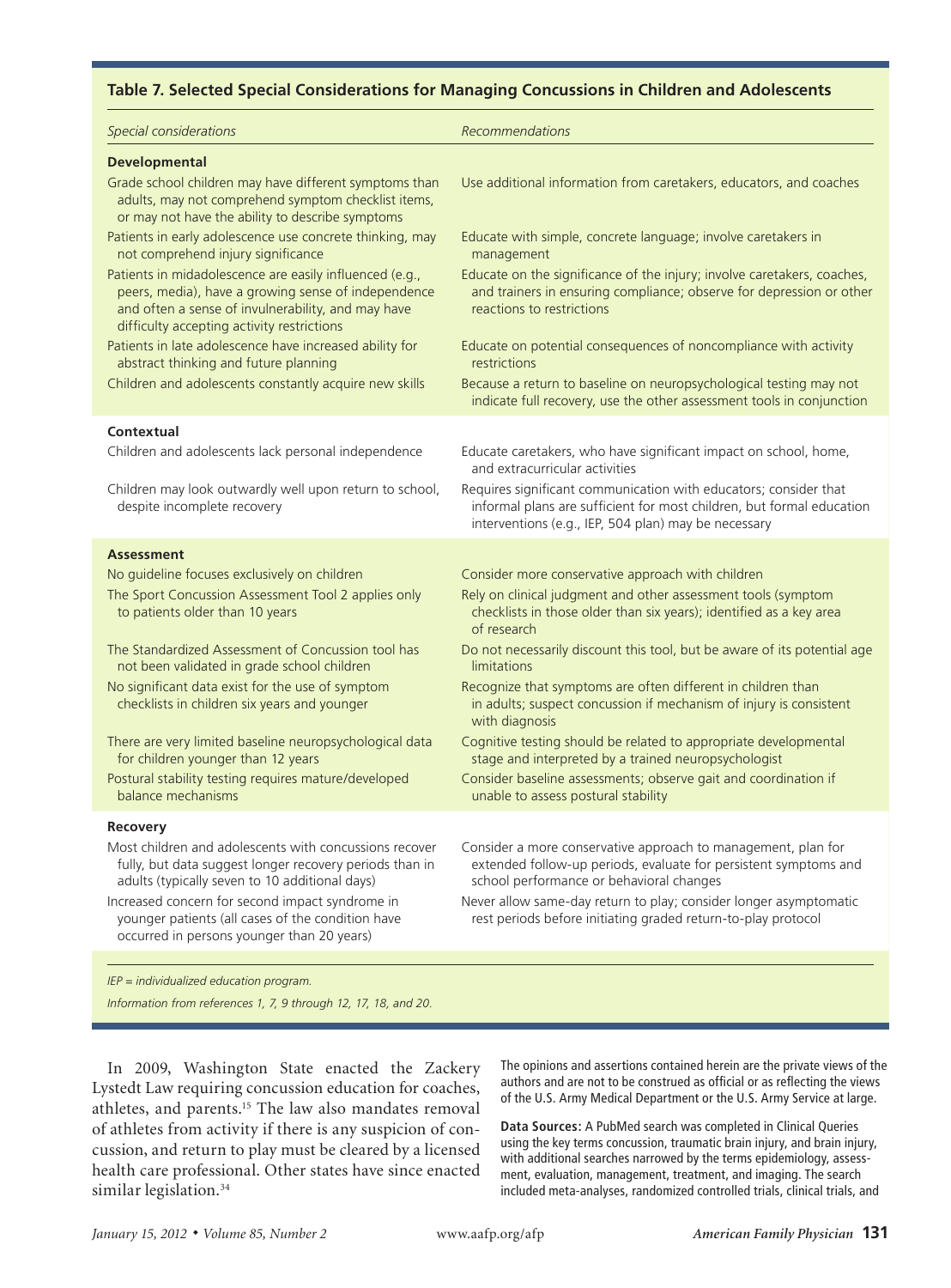**Table 7. Selected Special Considerations for Managing Concussions in Children and Adolescents**

| *Special considerations* | *Recommendations* |
|---|---|
| **Developmental** | |
| Grade school children may have different symptoms than adults, may not comprehend symptom checklist items, or may not have the ability to describe symptoms | Use additional information from caretakers, educators, and coaches |
| Patients in early adolescence use concrete thinking, may not comprehend injury significance | Educate with simple, concrete language; involve caretakers in management |
| Patients in midadolescence are easily influenced (e.g., peers, media), have a growing sense of independence and often a sense of invulnerability, and may have difficulty accepting activity restrictions | Educate on the significance of the injury; involve caretakers, coaches, and trainers in ensuring compliance; observe for depression or other reactions to restrictions |
| Patients in late adolescence have increased ability for abstract thinking and future planning | Educate on potential consequences of noncompliance with activity restrictions |
| Children and adolescents constantly acquire new skills | Because a return to baseline on neuropsychological testing may not indicate full recovery, use the other assessment tools in conjunction |
| **Contextual** | |
| Children and adolescents lack personal independence | Educate caretakers, who have significant impact on school, home, and extracurricular activities |
| Children may look outwardly well upon return to school, despite incomplete recovery | Requires significant communication with educators; consider that informal plans are sufficient for most children, but formal education interventions (e.g., IEP, 504 plan) may be necessary |
| **Assessment** | |
| No guideline focuses exclusively on children | Consider more conservative approach with children |
| The Sport Concussion Assessment Tool 2 applies only to patients older than 10 years | Rely on clinical judgment and other assessment tools (symptom checklists in those older than six years); identified as a key area of research |
| The Standardized Assessment of Concussion tool has not been validated in grade school children | Do not necessarily discount this tool, but be aware of its potential age limitations |
| No significant data exist for the use of symptom checklists in children six years and younger | Recognize that symptoms are often different in children than in adults; suspect concussion if mechanism of injury is consistent with diagnosis |
| There are very limited baseline neuropsychological data for children younger than 12 years | Cognitive testing should be related to appropriate developmental stage and interpreted by a trained neuropsychologist |
| Postural stability testing requires mature/developed balance mechanisms | Consider baseline assessments; observe gait and coordination if unable to assess postural stability |
| **Recovery** | |
| Most children and adolescents with concussions recover fully, but data suggest longer recovery periods than in adults (typically seven to 10 additional days) | Consider a more conservative approach to management, plan for extended follow-up periods, evaluate for persistent symptoms and school performance or behavioral changes |
| Increased concern for second impact syndrome in younger patients (all cases of the condition have occurred in persons younger than 20 years) | Never allow same-day return to play; consider longer asymptomatic rest periods before initiating graded return-to-play protocol |

*IEP = individualized education program.*

*Information from references 1, 7, 9 through 12, 17, 18, and 20.*

In 2009, Washington State enacted the Zackery Lystedt Law requiring concussion education for coaches, athletes, and parents.[15] The law also mandates removal of athletes from activity if there is any suspicion of concussion, and return to play must be cleared by a licensed health care professional. Other states have since enacted similar legislation.[34]

The opinions and assertions contained herein are the private views of the authors and are not to be construed as official or as reflecting the views of the U.S. Army Medical Department or the U.S. Army Service at large.

**Data Sources:** A PubMed search was completed in Clinical Queries using the key terms concussion, traumatic brain injury, and brain injury, with additional searches narrowed by the terms epidemiology, assessment, evaluation, management, treatment, and imaging. The search included meta-analyses, randomized controlled trials, clinical trials, and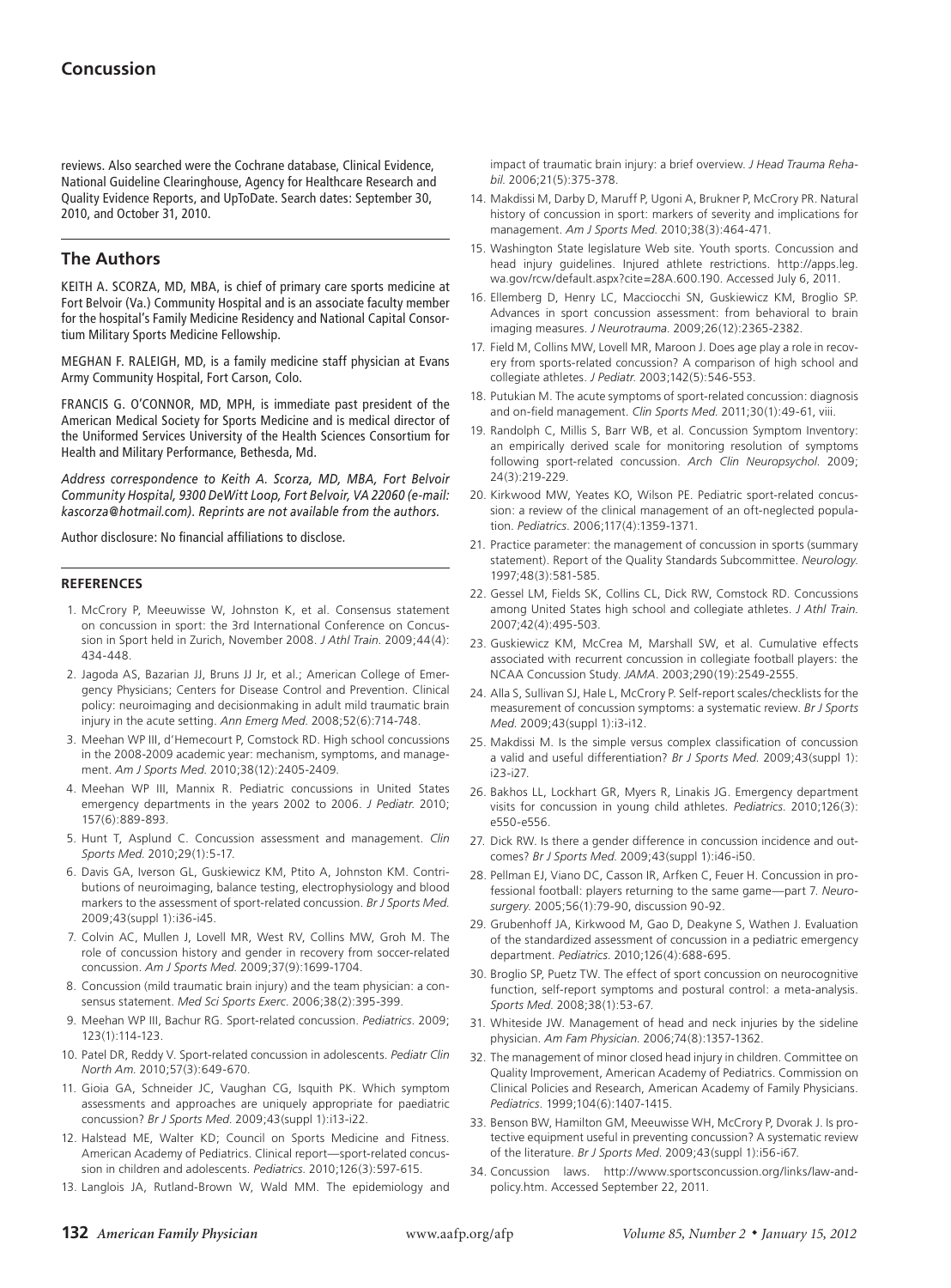reviews. Also searched were the Cochrane database, Clinical Evidence, National Guideline Clearinghouse, Agency for Healthcare Research and Quality Evidence Reports, and UpToDate. Search dates: September 30, 2010, and October 31, 2010.

## The Authors

KEITH A. SCORZA, MD, MBA, is chief of primary care sports medicine at Fort Belvoir (Va.) Community Hospital and is an associate faculty member for the hospital's Family Medicine Residency and National Capital Consortium Military Sports Medicine Fellowship.

MEGHAN F. RALEIGH, MD, is a family medicine staff physician at Evans Army Community Hospital, Fort Carson, Colo.

FRANCIS G. O'CONNOR, MD, MPH, is immediate past president of the American Medical Society for Sports Medicine and is medical director of the Uniformed Services University of the Health Sciences Consortium for Health and Military Performance, Bethesda, Md.

*Address correspondence to Keith A. Scorza, MD, MBA, Fort Belvoir Community Hospital, 9300 DeWitt Loop, Fort Belvoir, VA 22060 (e-mail: kascorza@hotmail.com). Reprints are not available from the authors.*

Author disclosure: No financial affiliations to disclose.

### REFERENCES

1. McCrory P, Meeuwisse W, Johnston K, et al. Consensus statement on concussion in sport: the 3rd International Conference on Concussion in Sport held in Zurich, November 2008. *J Athl Train*. 2009;44(4):434-448.
2. Jagoda AS, Bazarian JJ, Bruns JJ Jr, et al.; American College of Emergency Physicians; Centers for Disease Control and Prevention. Clinical policy: neuroimaging and decisionmaking in adult mild traumatic brain injury in the acute setting. *Ann Emerg Med*. 2008;52(6):714-748.
3. Meehan WP III, d'Hemecourt P, Comstock RD. High school concussions in the 2008-2009 academic year: mechanism, symptoms, and management. *Am J Sports Med*. 2010;38(12):2405-2409.
4. Meehan WP III, Mannix R. Pediatric concussions in United States emergency departments in the years 2002 to 2006. *J Pediatr*. 2010;157(6):889-893.
5. Hunt T, Asplund C. Concussion assessment and management. *Clin Sports Med*. 2010;29(1):5-17.
6. Davis GA, Iverson GL, Guskiewicz KM, Ptito A, Johnston KM. Contributions of neuroimaging, balance testing, electrophysiology and blood markers to the assessment of sport-related concussion. *Br J Sports Med*. 2009;43(suppl 1):i36-i45.
7. Colvin AC, Mullen J, Lovell MR, West RV, Collins MW, Groh M. The role of concussion history and gender in recovery from soccer-related concussion. *Am J Sports Med*. 2009;37(9):1699-1704.
8. Concussion (mild traumatic brain injury) and the team physician: a consensus statement. *Med Sci Sports Exerc*. 2006;38(2):395-399.
9. Meehan WP III, Bachur RG. Sport-related concussion. *Pediatrics*. 2009;123(1):114-123.
10. Patel DR, Reddy V. Sport-related concussion in adolescents. *Pediatr Clin North Am*. 2010;57(3):649-670.
11. Gioia GA, Schneider JC, Vaughan CG, Isquith PK. Which symptom assessments and approaches are uniquely appropriate for paediatric concussion? *Br J Sports Med*. 2009;43(suppl 1):i13-i22.
12. Halstead ME, Walter KD; Council on Sports Medicine and Fitness. American Academy of Pediatrics. Clinical report—sport-related concussion in children and adolescents. *Pediatrics*. 2010;126(3):597-615.
13. Langlois JA, Rutland-Brown W, Wald MM. The epidemiology and impact of traumatic brain injury: a brief overview. *J Head Trauma Rehabil*. 2006;21(5):375-378.
14. Makdissi M, Darby D, Maruff P, Ugoni A, Brukner P, McCrory PR. Natural history of concussion in sport: markers of severity and implications for management. *Am J Sports Med*. 2010;38(3):464-471.
15. Washington State legislature Web site. Youth sports. Concussion and head injury guidelines. Injured athlete restrictions. http://apps.leg.wa.gov/rcw/default.aspx?cite=28A.600.190. Accessed July 6, 2011.
16. Ellemberg D, Henry LC, Macciocchi SN, Guskiewicz KM, Broglio SP. Advances in sport concussion assessment: from behavioral to brain imaging measures. *J Neurotrauma*. 2009;26(12):2365-2382.
17. Field M, Collins MW, Lovell MR, Maroon J. Does age play a role in recovery from sports-related concussion? A comparison of high school and collegiate athletes. *J Pediatr*. 2003;142(5):546-553.
18. Putukian M. The acute symptoms of sport-related concussion: diagnosis and on-field management. *Clin Sports Med*. 2011;30(1):49-61, viii.
19. Randolph C, Millis S, Barr WB, et al. Concussion Symptom Inventory: an empirically derived scale for monitoring resolution of symptoms following sport-related concussion. *Arch Clin Neuropsychol*. 2009;24(3):219-229.
20. Kirkwood MW, Yeates KO, Wilson PE. Pediatric sport-related concussion: a review of the clinical management of an oft-neglected population. *Pediatrics*. 2006;117(4):1359-1371.
21. Practice parameter: the management of concussion in sports (summary statement). Report of the Quality Standards Subcommittee. *Neurology*. 1997;48(3):581-585.
22. Gessel LM, Fields SK, Collins CL, Dick RW, Comstock RD. Concussions among United States high school and collegiate athletes. *J Athl Train*. 2007;42(4):495-503.
23. Guskiewicz KM, McCrea M, Marshall SW, et al. Cumulative effects associated with recurrent concussion in collegiate football players: the NCAA Concussion Study. *JAMA*. 2003;290(19):2549-2555.
24. Alla S, Sullivan SJ, Hale L, McCrory P. Self-report scales/checklists for the measurement of concussion symptoms: a systematic review. *Br J Sports Med*. 2009;43(suppl 1):i3-i12.
25. Makdissi M. Is the simple versus complex classification of concussion a valid and useful differentiation? *Br J Sports Med*. 2009;43(suppl 1):i23-i27.
26. Bakhos LL, Lockhart GR, Myers R, Linakis JG. Emergency department visits for concussion in young child athletes. *Pediatrics*. 2010;126(3):e550-e556.
27. Dick RW. Is there a gender difference in concussion incidence and outcomes? *Br J Sports Med*. 2009;43(suppl 1):i46-i50.
28. Pellman EJ, Viano DC, Casson IR, Arfken C, Feuer H. Concussion in professional football: players returning to the same game—part 7. *Neurosurgery*. 2005;56(1):79-90, discussion 90-92.
29. Grubenhoff JA, Kirkwood M, Gao D, Deakyne S, Wathen J. Evaluation of the standardized assessment of concussion in a pediatric emergency department. *Pediatrics*. 2010;126(4):688-695.
30. Broglio SP, Puetz TW. The effect of sport concussion on neurocognitive function, self-report symptoms and postural control: a meta-analysis. *Sports Med*. 2008;38(1):53-67.
31. Whiteside JW. Management of head and neck injuries by the sideline physician. *Am Fam Physician*. 2006;74(8):1357-1362.
32. The management of minor closed head injury in children. Committee on Quality Improvement, American Academy of Pediatrics. Commission on Clinical Policies and Research, American Academy of Family Physicians. *Pediatrics*. 1999;104(6):1407-1415.
33. Benson BW, Hamilton GM, Meeuwisse WH, McCrory P, Dvorak J. Is protective equipment useful in preventing concussion? A systematic review of the literature. *Br J Sports Med*. 2009;43(suppl 1):i56-i67.
34. Concussion laws. http://www.sportsconcussion.org/links/law-and-policy.htm. Accessed September 22, 2011.